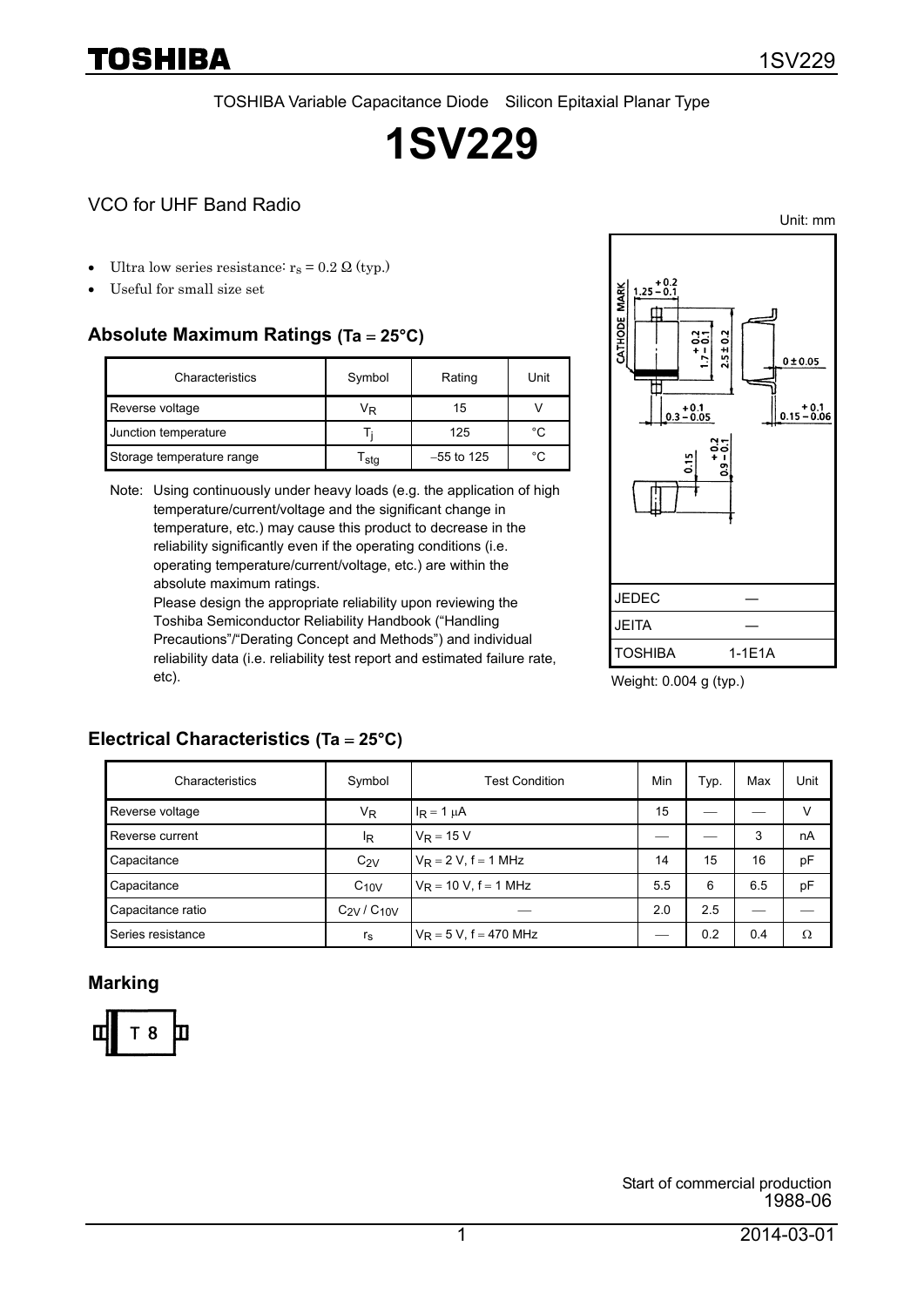TOSHIBA Variable Capacitance Diode Silicon Epitaxial Planar Type

# 1SV229

## VCO for UHF Band Radio

Unit: mm

- Ultra low series resistance: $r_s = 0.2\ \Omega$ (typ.)
- Useful for small size set

### Absolute Maximum Ratings (Ta = 25°C)

| Characteristics | Symbol | Rating | Unit |
|---|---|---|---|
| Reverse voltage | $V_R$ | 15 | V |
| Junction temperature | $T_j$ | 125 | °C |
| Storage temperature range | $T_{stg}$ | −55 to 125 | °C |

Note: Using continuously under heavy loads (e.g. the application of high temperature/current/voltage and the significant change in temperature, etc.) may cause this product to decrease in the reliability significantly even if the operating conditions (i.e. operating temperature/current/voltage, etc.) are within the absolute maximum ratings.
Please design the appropriate reliability upon reviewing the Toshiba Semiconductor Reliability Handbook ("Handling Precautions"/"Derating Concept and Methods") and individual reliability data (i.e. reliability test report and estimated failure rate, etc).

| | |
|---|---|
| JEDEC | ― |
| JEITA | ― |
| TOSHIBA | 1-1E1A |

Weight: 0.004 g (typ.)

### Electrical Characteristics (Ta = 25°C)

| Characteristics | Symbol | Test Condition | Min | Typ. | Max | Unit |
|---|---|---|---|---|---|---|
| Reverse voltage | $V_R$ | $I_R = 1\ \mu A$ | 15 | ― | ― | V |
| Reverse current | $I_R$ | $V_R = 15$ V | ― | ― | 3 | nA |
| Capacitance | $C_{2V}$ | $V_R = 2$ V, f = 1 MHz | 14 | 15 | 16 | pF |
| Capacitance | $C_{10V}$ | $V_R = 10$ V, f = 1 MHz | 5.5 | 6 | 6.5 | pF |
| Capacitance ratio | $C_{2V} / C_{10V}$ | ― | 2.0 | 2.5 | ― | ― |
| Series resistance | $r_s$ | $V_R = 5$ V, f = 470 MHz | ― | 0.2 | 0.4 | Ω |

### Marking

T 8

Start of commercial production
1988-06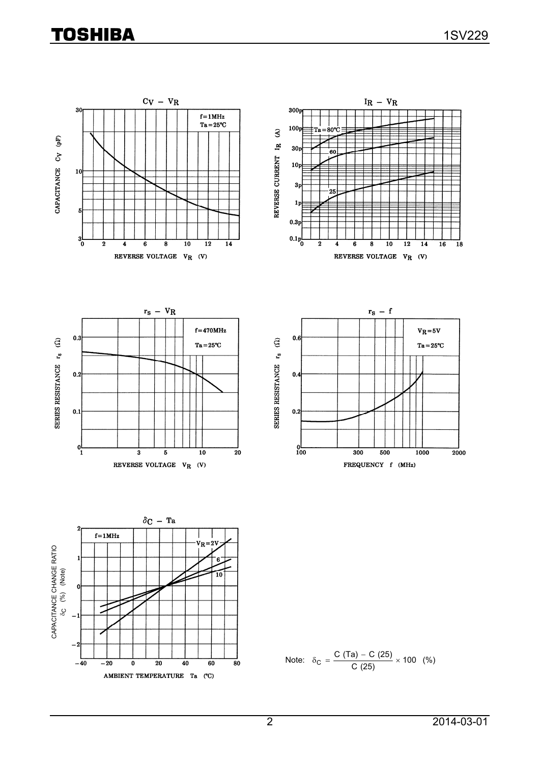$C_V - V_R$

f = 1MHz
Ta = 25°C

CAPACITANCE $C_V$ (pF)

REVERSE VOLTAGE $V_R$ (V)

$I_R - V_R$

Ta = 80°C
60
25

REVERSE CURRENT $I_R$ (A)

REVERSE VOLTAGE $V_R$ (V)

$r_s - V_R$

f = 470MHz
Ta = 25°C

SERIES RESISTANCE $r_s$ (Ω)

REVERSE VOLTAGE $V_R$ (V)

$r_s - f$

$V_R$ = 5V
Ta = 25°C

SERIES RESISTANCE $r_s$ (Ω)

FREQUENCY f (MHz)

$\delta_C - Ta$

f = 1MHz
$V_R$ = 2V
6
10

CAPACITANCE CHANGE RATIO $\delta_C$ (%) (Note)

AMBIENT TEMPERATURE Ta (°C)

Note: $\delta_C = \dfrac{C\ (Ta) - C\ (25)}{C\ (25)} \times 100 \quad (\%)$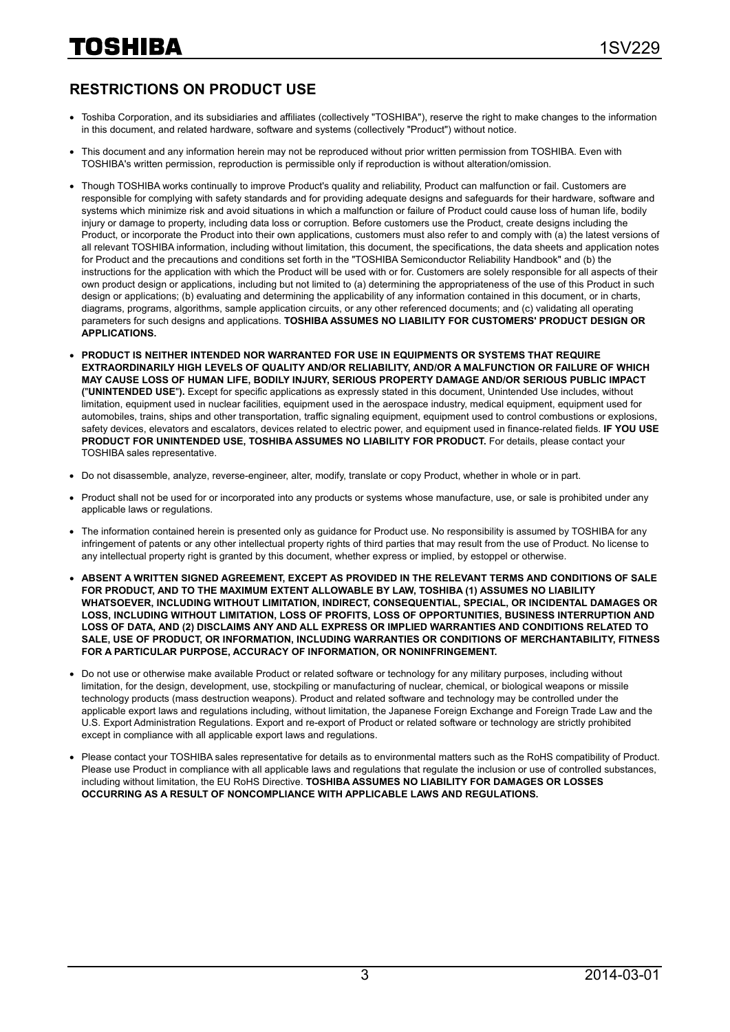## RESTRICTIONS ON PRODUCT USE

- Toshiba Corporation, and its subsidiaries and affiliates (collectively "TOSHIBA"), reserve the right to make changes to the information in this document, and related hardware, software and systems (collectively "Product") without notice.

- This document and any information herein may not be reproduced without prior written permission from TOSHIBA. Even with TOSHIBA's written permission, reproduction is permissible only if reproduction is without alteration/omission.

- Though TOSHIBA works continually to improve Product's quality and reliability, Product can malfunction or fail. Customers are responsible for complying with safety standards and for providing adequate designs and safeguards for their hardware, software and systems which minimize risk and avoid situations in which a malfunction or failure of Product could cause loss of human life, bodily injury or damage to property, including data loss or corruption. Before customers use the Product, create designs including the Product, or incorporate the Product into their own applications, customers must also refer to and comply with (a) the latest versions of all relevant TOSHIBA information, including without limitation, this document, the specifications, the data sheets and application notes for Product and the precautions and conditions set forth in the "TOSHIBA Semiconductor Reliability Handbook" and (b) the instructions for the application with which the Product will be used with or for. Customers are solely responsible for all aspects of their own product design or applications, including but not limited to (a) determining the appropriateness of the use of this Product in such design or applications; (b) evaluating and determining the applicability of any information contained in this document, or in charts, diagrams, programs, algorithms, sample application circuits, or any other referenced documents; and (c) validating all operating parameters for such designs and applications. **TOSHIBA ASSUMES NO LIABILITY FOR CUSTOMERS' PRODUCT DESIGN OR APPLICATIONS.**

- **PRODUCT IS NEITHER INTENDED NOR WARRANTED FOR USE IN EQUIPMENTS OR SYSTEMS THAT REQUIRE EXTRAORDINARILY HIGH LEVELS OF QUALITY AND/OR RELIABILITY, AND/OR A MALFUNCTION OR FAILURE OF WHICH MAY CAUSE LOSS OF HUMAN LIFE, BODILY INJURY, SERIOUS PROPERTY DAMAGE AND/OR SERIOUS PUBLIC IMPACT ("UNINTENDED USE").** Except for specific applications as expressly stated in this document, Unintended Use includes, without limitation, equipment used in nuclear facilities, equipment used in the aerospace industry, medical equipment, equipment used for automobiles, trains, ships and other transportation, traffic signaling equipment, equipment used to control combustions or explosions, safety devices, elevators and escalators, devices related to electric power, and equipment used in finance-related fields. **IF YOU USE PRODUCT FOR UNINTENDED USE, TOSHIBA ASSUMES NO LIABILITY FOR PRODUCT.** For details, please contact your TOSHIBA sales representative.

- Do not disassemble, analyze, reverse-engineer, alter, modify, translate or copy Product, whether in whole or in part.

- Product shall not be used for or incorporated into any products or systems whose manufacture, use, or sale is prohibited under any applicable laws or regulations.

- The information contained herein is presented only as guidance for Product use. No responsibility is assumed by TOSHIBA for any infringement of patents or any other intellectual property rights of third parties that may result from the use of Product. No license to any intellectual property right is granted by this document, whether express or implied, by estoppel or otherwise.

- **ABSENT A WRITTEN SIGNED AGREEMENT, EXCEPT AS PROVIDED IN THE RELEVANT TERMS AND CONDITIONS OF SALE FOR PRODUCT, AND TO THE MAXIMUM EXTENT ALLOWABLE BY LAW, TOSHIBA (1) ASSUMES NO LIABILITY WHATSOEVER, INCLUDING WITHOUT LIMITATION, INDIRECT, CONSEQUENTIAL, SPECIAL, OR INCIDENTAL DAMAGES OR LOSS, INCLUDING WITHOUT LIMITATION, LOSS OF PROFITS, LOSS OF OPPORTUNITIES, BUSINESS INTERRUPTION AND LOSS OF DATA, AND (2) DISCLAIMS ANY AND ALL EXPRESS OR IMPLIED WARRANTIES AND CONDITIONS RELATED TO SALE, USE OF PRODUCT, OR INFORMATION, INCLUDING WARRANTIES OR CONDITIONS OF MERCHANTABILITY, FITNESS FOR A PARTICULAR PURPOSE, ACCURACY OF INFORMATION, OR NONINFRINGEMENT.**

- Do not use or otherwise make available Product or related software or technology for any military purposes, including without limitation, for the design, development, use, stockpiling or manufacturing of nuclear, chemical, or biological weapons or missile technology products (mass destruction weapons). Product and related software and technology may be controlled under the applicable export laws and regulations including, without limitation, the Japanese Foreign Exchange and Foreign Trade Law and the U.S. Export Administration Regulations. Export and re-export of Product or related software or technology are strictly prohibited except in compliance with all applicable export laws and regulations.

- Please contact your TOSHIBA sales representative for details as to environmental matters such as the RoHS compatibility of Product. Please use Product in compliance with all applicable laws and regulations that regulate the inclusion or use of controlled substances, including without limitation, the EU RoHS Directive. **TOSHIBA ASSUMES NO LIABILITY FOR DAMAGES OR LOSSES OCCURRING AS A RESULT OF NONCOMPLIANCE WITH APPLICABLE LAWS AND REGULATIONS.**